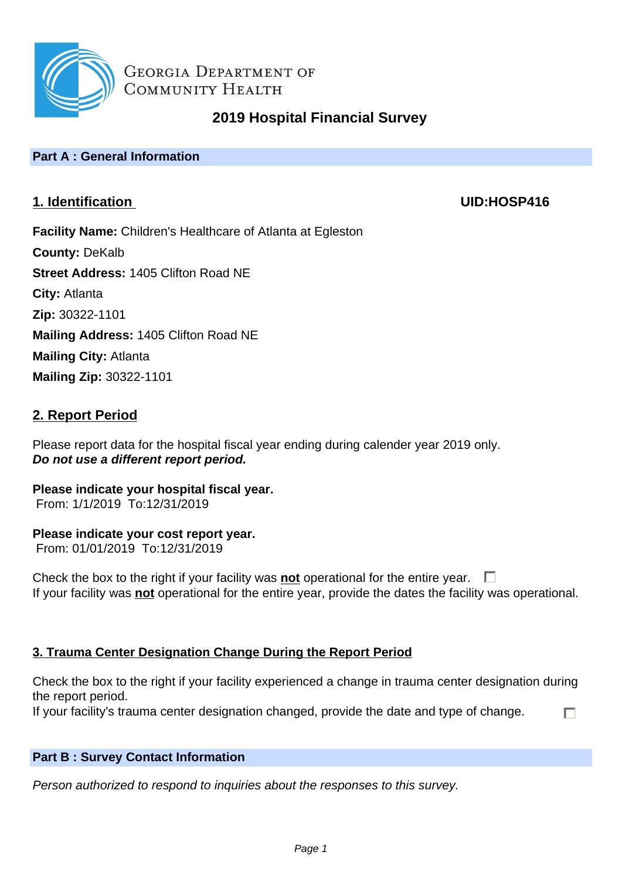Georgia Department of Community Health

# 2019 Hospital Financial Survey

## Part A : General Information

### 1. Identification

**UID:HOSP416**

**Facility Name:** Children's Healthcare of Atlanta at Egleston
**County:** DeKalb
**Street Address:** 1405 Clifton Road NE
**City:** Atlanta
**Zip:** 30322-1101
**Mailing Address:** 1405 Clifton Road NE
**Mailing City:** Atlanta
**Mailing Zip:** 30322-1101

### 2. Report Period

Please report data for the hospital fiscal year ending during calender year 2019 only.
***Do not use a different report period.***

**Please indicate your hospital fiscal year.**
From: 1/1/2019 To:12/31/2019

**Please indicate your cost report year.**
From: 01/01/2019 To:12/31/2019

Check the box to the right if your facility was **not** operational for the entire year. ☐
If your facility was **not** operational for the entire year, provide the dates the facility was operational.

### 3. Trauma Center Designation Change During the Report Period

Check the box to the right if your facility experienced a change in trauma center designation during the report period.
If your facility's trauma center designation changed, provide the date and type of change. ☐

## Part B : Survey Contact Information

*Person authorized to respond to inquiries about the responses to this survey.*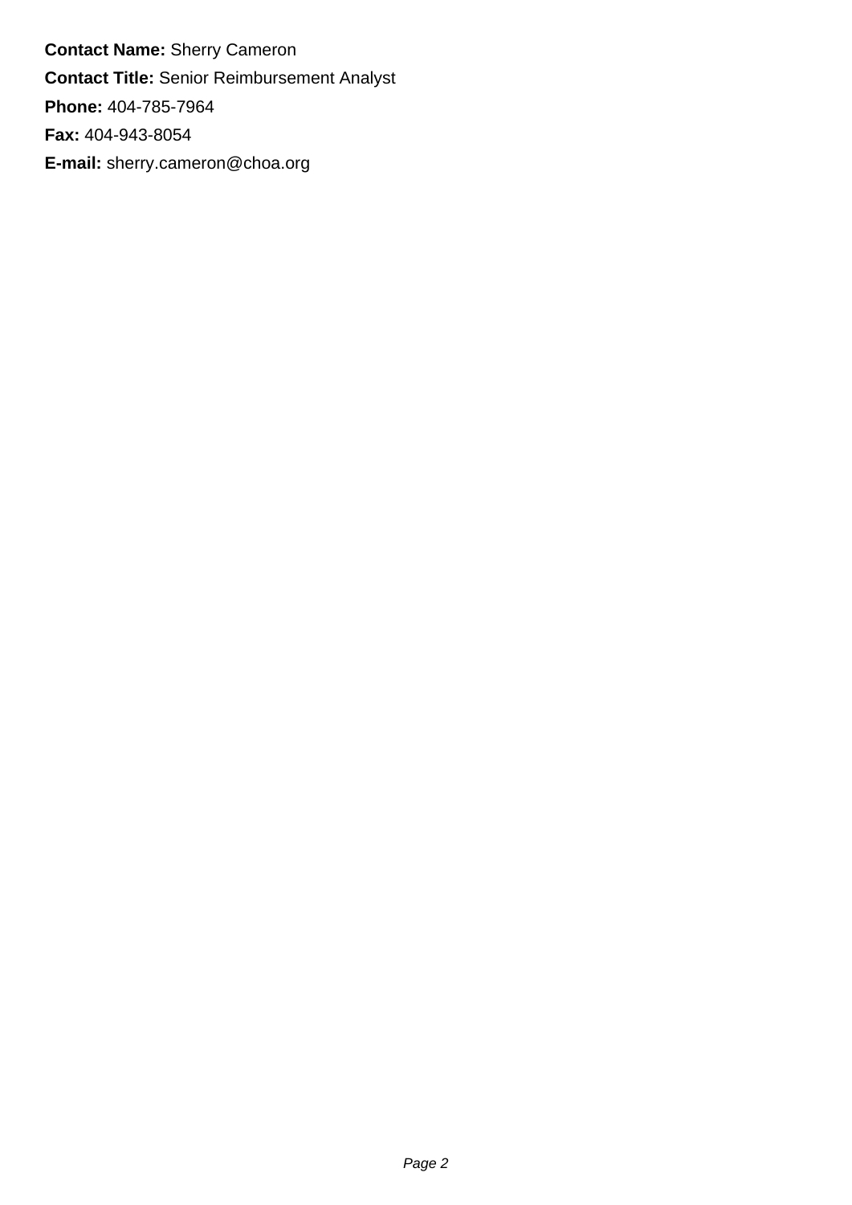**Contact Name:** Sherry Cameron

**Contact Title:** Senior Reimbursement Analyst

**Phone:** 404-785-7964

**Fax:** 404-943-8054

**E-mail:** sherry.cameron@choa.org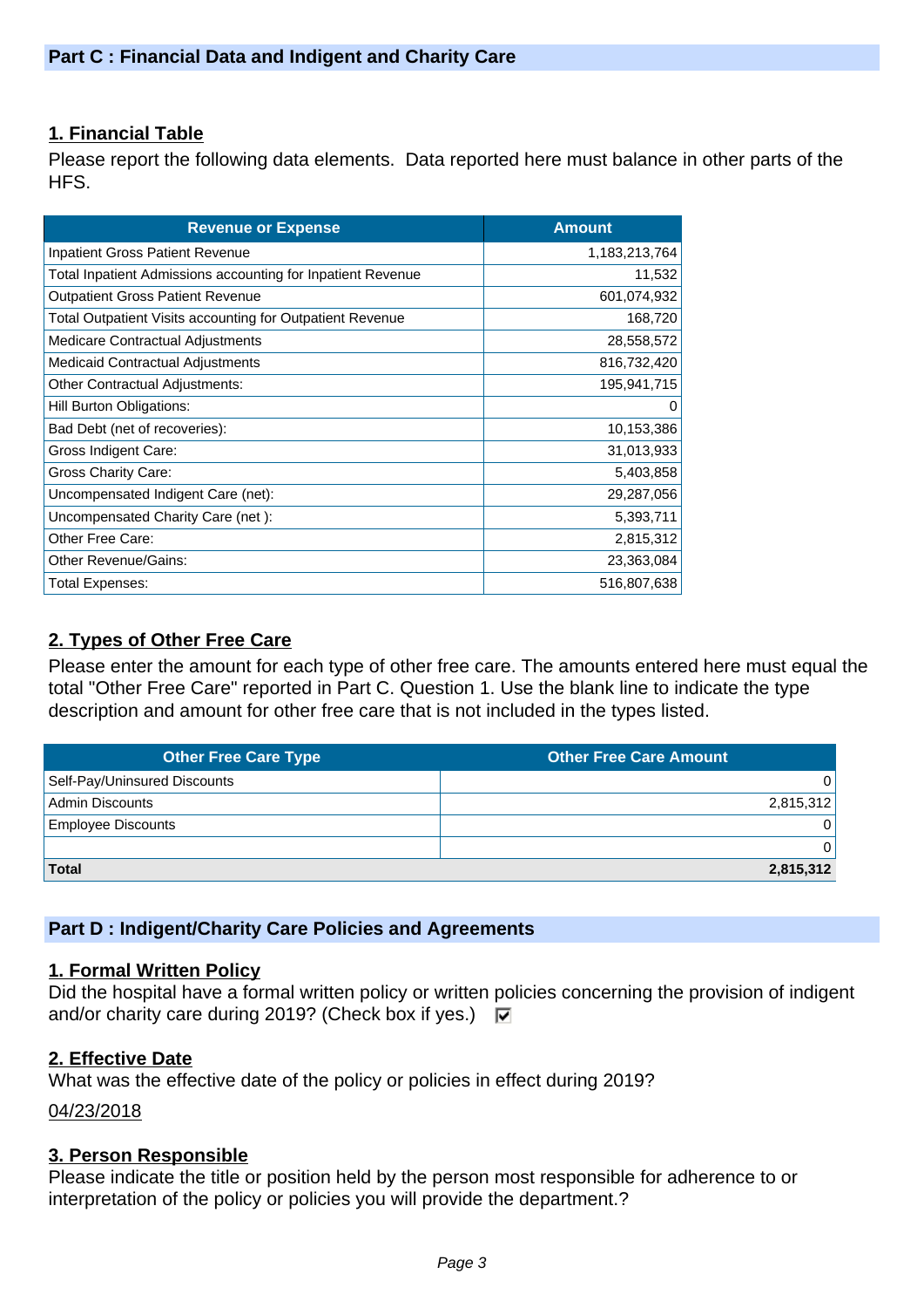## Part C : Financial Data and Indigent and Charity Care

### 1. Financial Table

Please report the following data elements. Data reported here must balance in other parts of the HFS.

| Revenue or Expense | Amount |
|---|---|
| Inpatient Gross Patient Revenue | 1,183,213,764 |
| Total Inpatient Admissions accounting for Inpatient Revenue | 11,532 |
| Outpatient Gross Patient Revenue | 601,074,932 |
| Total Outpatient Visits accounting for Outpatient Revenue | 168,720 |
| Medicare Contractual Adjustments | 28,558,572 |
| Medicaid Contractual Adjustments | 816,732,420 |
| Other Contractual Adjustments: | 195,941,715 |
| Hill Burton Obligations: | 0 |
| Bad Debt (net of recoveries): | 10,153,386 |
| Gross Indigent Care: | 31,013,933 |
| Gross Charity Care: | 5,403,858 |
| Uncompensated Indigent Care (net): | 29,287,056 |
| Uncompensated Charity Care (net ): | 5,393,711 |
| Other Free Care: | 2,815,312 |
| Other Revenue/Gains: | 23,363,084 |
| Total Expenses: | 516,807,638 |

### 2. Types of Other Free Care

Please enter the amount for each type of other free care. The amounts entered here must equal the total "Other Free Care" reported in Part C. Question 1. Use the blank line to indicate the type description and amount for other free care that is not included in the types listed.

| Other Free Care Type | Other Free Care Amount |
|---|---|
| Self-Pay/Uninsured Discounts | 0 |
| Admin Discounts | 2,815,312 |
| Employee Discounts | 0 |
| | 0 |
| **Total** | **2,815,312** |

## Part D : Indigent/Charity Care Policies and Agreements

### 1. Formal Written Policy

Did the hospital have a formal written policy or written policies concerning the provision of indigent and/or charity care during 2019? (Check box if yes.) ☑

### 2. Effective Date

What was the effective date of the policy or policies in effect during 2019?

04/23/2018

### 3. Person Responsible

Please indicate the title or position held by the person most responsible for adherence to or interpretation of the policy or policies you will provide the department.?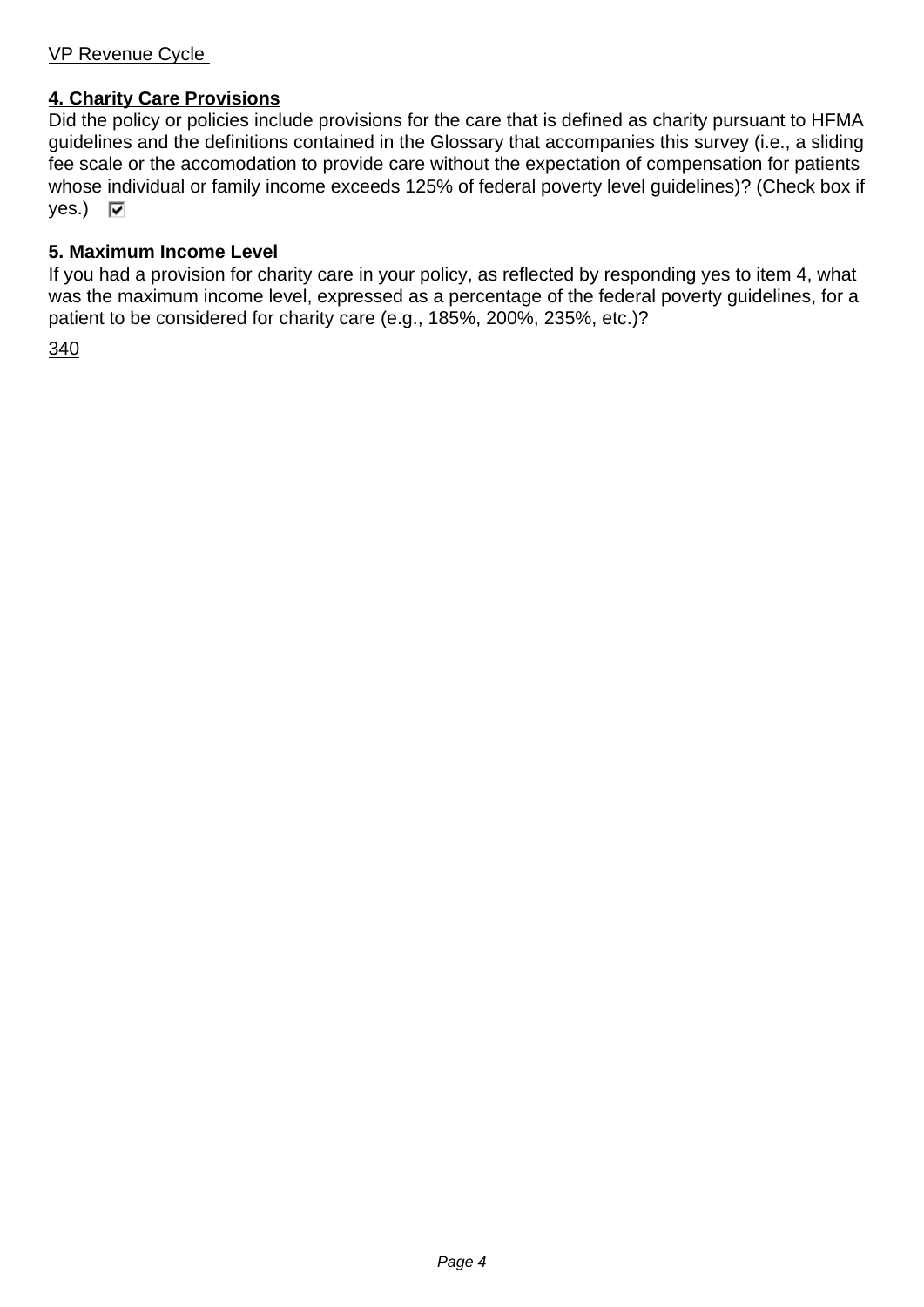VP Revenue Cycle

**4. Charity Care Provisions**

Did the policy or policies include provisions for the care that is defined as charity pursuant to HFMA guidelines and the definitions contained in the Glossary that accompanies this survey (i.e., a sliding fee scale or the accomodation to provide care without the expectation of compensation for patients whose individual or family income exceeds 125% of federal poverty level guidelines)? (Check box if yes.) ☑

**5. Maximum Income Level**

If you had a provision for charity care in your policy, as reflected by responding yes to item 4, what was the maximum income level, expressed as a percentage of the federal poverty guidelines, for a patient to be considered for charity care (e.g., 185%, 200%, 235%, etc.)?

340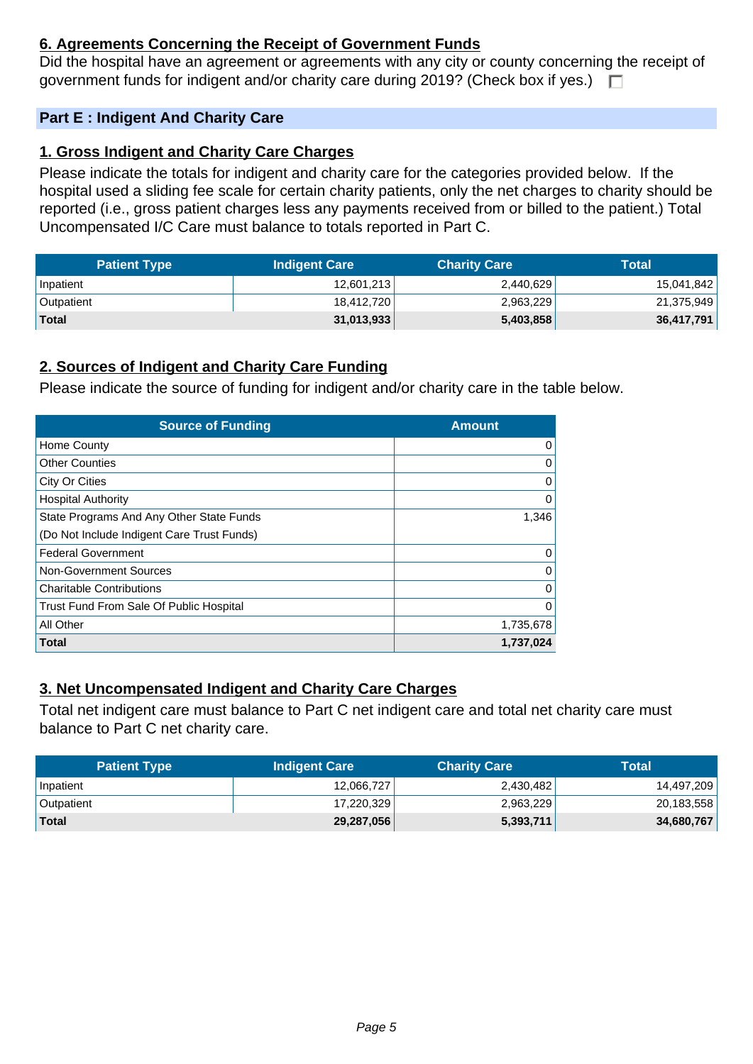### 6. Agreements Concerning the Receipt of Government Funds

Did the hospital have an agreement or agreements with any city or county concerning the receipt of government funds for indigent and/or charity care during 2019? (Check box if yes.) ☐

## Part E : Indigent And Charity Care

### 1. Gross Indigent and Charity Care Charges

Please indicate the totals for indigent and charity care for the categories provided below. If the hospital used a sliding fee scale for certain charity patients, only the net charges to charity should be reported (i.e., gross patient charges less any payments received from or billed to the patient.) Total Uncompensated I/C Care must balance to totals reported in Part C.

| Patient Type | Indigent Care | Charity Care | Total |
|---|---|---|---|
| Inpatient | 12,601,213 | 2,440,629 | 15,041,842 |
| Outpatient | 18,412,720 | 2,963,229 | 21,375,949 |
| **Total** | **31,013,933** | **5,403,858** | **36,417,791** |

### 2. Sources of Indigent and Charity Care Funding

Please indicate the source of funding for indigent and/or charity care in the table below.

| Source of Funding | Amount |
|---|---|
| Home County | 0 |
| Other Counties | 0 |
| City Or Cities | 0 |
| Hospital Authority | 0 |
| State Programs And Any Other State Funds (Do Not Include Indigent Care Trust Funds) | 1,346 |
| Federal Government | 0 |
| Non-Government Sources | 0 |
| Charitable Contributions | 0 |
| Trust Fund From Sale Of Public Hospital | 0 |
| All Other | 1,735,678 |
| **Total** | **1,737,024** |

### 3. Net Uncompensated Indigent and Charity Care Charges

Total net indigent care must balance to Part C net indigent care and total net charity care must balance to Part C net charity care.

| Patient Type | Indigent Care | Charity Care | Total |
|---|---|---|---|
| Inpatient | 12,066,727 | 2,430,482 | 14,497,209 |
| Outpatient | 17,220,329 | 2,963,229 | 20,183,558 |
| **Total** | **29,287,056** | **5,393,711** | **34,680,767** |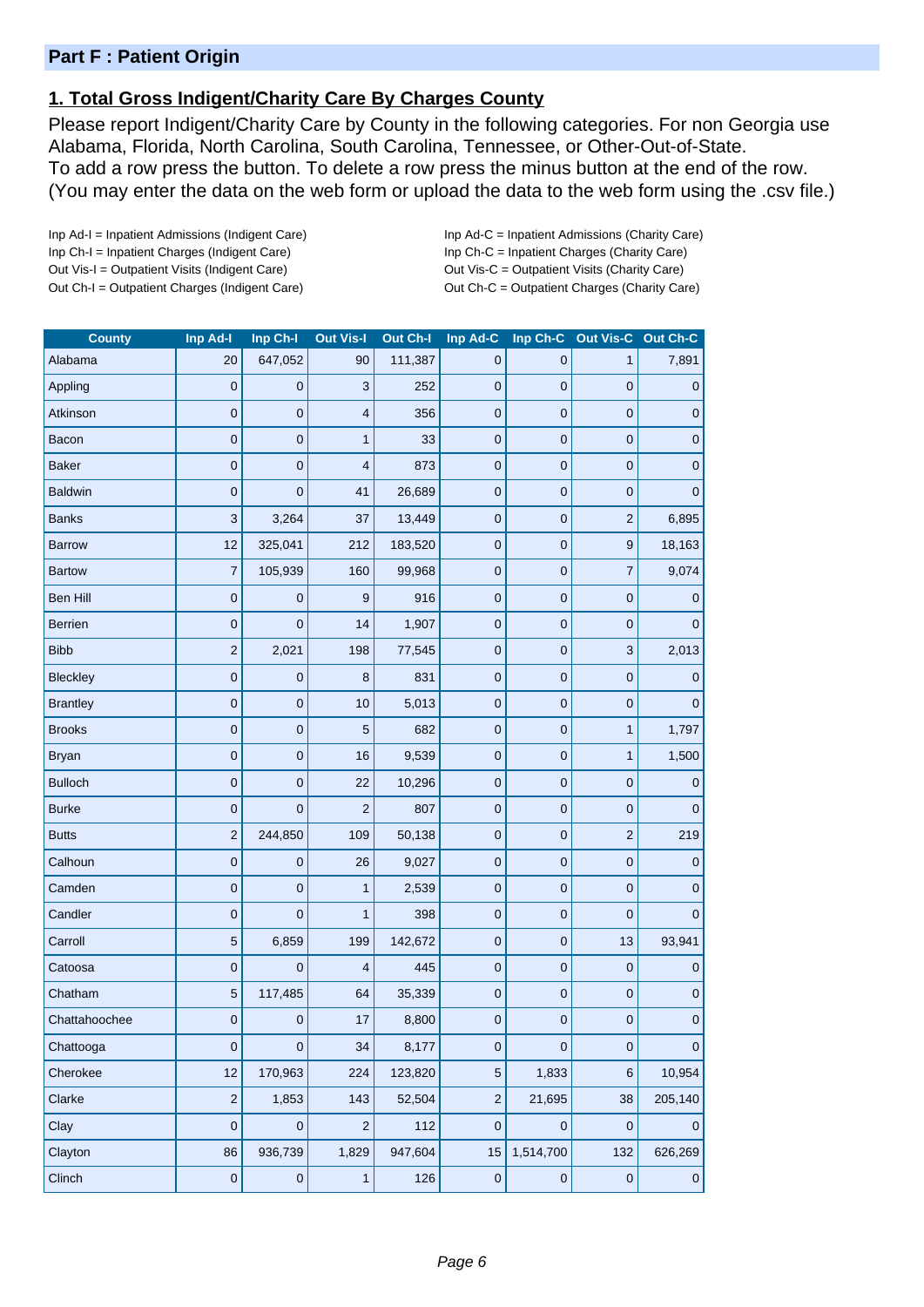## Part F : Patient Origin

### 1. Total Gross Indigent/Charity Care By Charges County

Please report Indigent/Charity Care by County in the following categories. For non Georgia use Alabama, Florida, North Carolina, South Carolina, Tennessee, or Other-Out-of-State.
To add a row press the button. To delete a row press the minus button at the end of the row.
(You may enter the data on the web form or upload the data to the web form using the .csv file.)

Inp Ad-I = Inpatient Admissions (Indigent Care)
Inp Ch-I = Inpatient Charges (Indigent Care)
Out Vis-I = Outpatient Visits (Indigent Care)
Out Ch-I = Outpatient Charges (Indigent Care)

Inp Ad-C = Inpatient Admissions (Charity Care)
Inp Ch-C = Inpatient Charges (Charity Care)
Out Vis-C = Outpatient Visits (Charity Care)
Out Ch-C = Outpatient Charges (Charity Care)

| County | Inp Ad-I | Inp Ch-I | Out Vis-I | Out Ch-I | Inp Ad-C | Inp Ch-C | Out Vis-C | Out Ch-C |
|---|---|---|---|---|---|---|---|---|
| Alabama | 20 | 647,052 | 90 | 111,387 | 0 | 0 | 1 | 7,891 |
| Appling | 0 | 0 | 3 | 252 | 0 | 0 | 0 | 0 |
| Atkinson | 0 | 0 | 4 | 356 | 0 | 0 | 0 | 0 |
| Bacon | 0 | 0 | 1 | 33 | 0 | 0 | 0 | 0 |
| Baker | 0 | 0 | 4 | 873 | 0 | 0 | 0 | 0 |
| Baldwin | 0 | 0 | 41 | 26,689 | 0 | 0 | 0 | 0 |
| Banks | 3 | 3,264 | 37 | 13,449 | 0 | 0 | 2 | 6,895 |
| Barrow | 12 | 325,041 | 212 | 183,520 | 0 | 0 | 9 | 18,163 |
| Bartow | 7 | 105,939 | 160 | 99,968 | 0 | 0 | 7 | 9,074 |
| Ben Hill | 0 | 0 | 9 | 916 | 0 | 0 | 0 | 0 |
| Berrien | 0 | 0 | 14 | 1,907 | 0 | 0 | 0 | 0 |
| Bibb | 2 | 2,021 | 198 | 77,545 | 0 | 0 | 3 | 2,013 |
| Bleckley | 0 | 0 | 8 | 831 | 0 | 0 | 0 | 0 |
| Brantley | 0 | 0 | 10 | 5,013 | 0 | 0 | 0 | 0 |
| Brooks | 0 | 0 | 5 | 682 | 0 | 0 | 1 | 1,797 |
| Bryan | 0 | 0 | 16 | 9,539 | 0 | 0 | 1 | 1,500 |
| Bulloch | 0 | 0 | 22 | 10,296 | 0 | 0 | 0 | 0 |
| Burke | 0 | 0 | 2 | 807 | 0 | 0 | 0 | 0 |
| Butts | 2 | 244,850 | 109 | 50,138 | 0 | 0 | 2 | 219 |
| Calhoun | 0 | 0 | 26 | 9,027 | 0 | 0 | 0 | 0 |
| Camden | 0 | 0 | 1 | 2,539 | 0 | 0 | 0 | 0 |
| Candler | 0 | 0 | 1 | 398 | 0 | 0 | 0 | 0 |
| Carroll | 5 | 6,859 | 199 | 142,672 | 0 | 0 | 13 | 93,941 |
| Catoosa | 0 | 0 | 4 | 445 | 0 | 0 | 0 | 0 |
| Chatham | 5 | 117,485 | 64 | 35,339 | 0 | 0 | 0 | 0 |
| Chattahoochee | 0 | 0 | 17 | 8,800 | 0 | 0 | 0 | 0 |
| Chattooga | 0 | 0 | 34 | 8,177 | 0 | 0 | 0 | 0 |
| Cherokee | 12 | 170,963 | 224 | 123,820 | 5 | 1,833 | 6 | 10,954 |
| Clarke | 2 | 1,853 | 143 | 52,504 | 2 | 21,695 | 38 | 205,140 |
| Clay | 0 | 0 | 2 | 112 | 0 | 0 | 0 | 0 |
| Clayton | 86 | 936,739 | 1,829 | 947,604 | 15 | 1,514,700 | 132 | 626,269 |
| Clinch | 0 | 0 | 1 | 126 | 0 | 0 | 0 | 0 |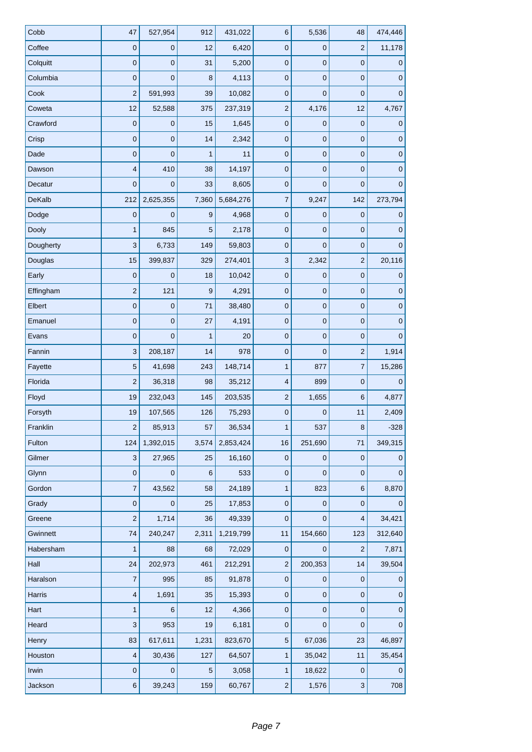| | | | | | | | | |
|---|---|---|---|---|---|---|---|---|
| Cobb | 47 | 527,954 | 912 | 431,022 | 6 | 5,536 | 48 | 474,446 |
| Coffee | 0 | 0 | 12 | 6,420 | 0 | 0 | 2 | 11,178 |
| Colquitt | 0 | 0 | 31 | 5,200 | 0 | 0 | 0 | 0 |
| Columbia | 0 | 0 | 8 | 4,113 | 0 | 0 | 0 | 0 |
| Cook | 2 | 591,993 | 39 | 10,082 | 0 | 0 | 0 | 0 |
| Coweta | 12 | 52,588 | 375 | 237,319 | 2 | 4,176 | 12 | 4,767 |
| Crawford | 0 | 0 | 15 | 1,645 | 0 | 0 | 0 | 0 |
| Crisp | 0 | 0 | 14 | 2,342 | 0 | 0 | 0 | 0 |
| Dade | 0 | 0 | 1 | 11 | 0 | 0 | 0 | 0 |
| Dawson | 4 | 410 | 38 | 14,197 | 0 | 0 | 0 | 0 |
| Decatur | 0 | 0 | 33 | 8,605 | 0 | 0 | 0 | 0 |
| DeKalb | 212 | 2,625,355 | 7,360 | 5,684,276 | 7 | 9,247 | 142 | 273,794 |
| Dodge | 0 | 0 | 9 | 4,968 | 0 | 0 | 0 | 0 |
| Dooly | 1 | 845 | 5 | 2,178 | 0 | 0 | 0 | 0 |
| Dougherty | 3 | 6,733 | 149 | 59,803 | 0 | 0 | 0 | 0 |
| Douglas | 15 | 399,837 | 329 | 274,401 | 3 | 2,342 | 2 | 20,116 |
| Early | 0 | 0 | 18 | 10,042 | 0 | 0 | 0 | 0 |
| Effingham | 2 | 121 | 9 | 4,291 | 0 | 0 | 0 | 0 |
| Elbert | 0 | 0 | 71 | 38,480 | 0 | 0 | 0 | 0 |
| Emanuel | 0 | 0 | 27 | 4,191 | 0 | 0 | 0 | 0 |
| Evans | 0 | 0 | 1 | 20 | 0 | 0 | 0 | 0 |
| Fannin | 3 | 208,187 | 14 | 978 | 0 | 0 | 2 | 1,914 |
| Fayette | 5 | 41,698 | 243 | 148,714 | 1 | 877 | 7 | 15,286 |
| Florida | 2 | 36,318 | 98 | 35,212 | 4 | 899 | 0 | 0 |
| Floyd | 19 | 232,043 | 145 | 203,535 | 2 | 1,655 | 6 | 4,877 |
| Forsyth | 19 | 107,565 | 126 | 75,293 | 0 | 0 | 11 | 2,409 |
| Franklin | 2 | 85,913 | 57 | 36,534 | 1 | 537 | 8 | -328 |
| Fulton | 124 | 1,392,015 | 3,574 | 2,853,424 | 16 | 251,690 | 71 | 349,315 |
| Gilmer | 3 | 27,965 | 25 | 16,160 | 0 | 0 | 0 | 0 |
| Glynn | 0 | 0 | 6 | 533 | 0 | 0 | 0 | 0 |
| Gordon | 7 | 43,562 | 58 | 24,189 | 1 | 823 | 6 | 8,870 |
| Grady | 0 | 0 | 25 | 17,853 | 0 | 0 | 0 | 0 |
| Greene | 2 | 1,714 | 36 | 49,339 | 0 | 0 | 4 | 34,421 |
| Gwinnett | 74 | 240,247 | 2,311 | 1,219,799 | 11 | 154,660 | 123 | 312,640 |
| Habersham | 1 | 88 | 68 | 72,029 | 0 | 0 | 2 | 7,871 |
| Hall | 24 | 202,973 | 461 | 212,291 | 2 | 200,353 | 14 | 39,504 |
| Haralson | 7 | 995 | 85 | 91,878 | 0 | 0 | 0 | 0 |
| Harris | 4 | 1,691 | 35 | 15,393 | 0 | 0 | 0 | 0 |
| Hart | 1 | 6 | 12 | 4,366 | 0 | 0 | 0 | 0 |
| Heard | 3 | 953 | 19 | 6,181 | 0 | 0 | 0 | 0 |
| Henry | 83 | 617,611 | 1,231 | 823,670 | 5 | 67,036 | 23 | 46,897 |
| Houston | 4 | 30,436 | 127 | 64,507 | 1 | 35,042 | 11 | 35,454 |
| Irwin | 0 | 0 | 5 | 3,058 | 1 | 18,622 | 0 | 0 |
| Jackson | 6 | 39,243 | 159 | 60,767 | 2 | 1,576 | 3 | 708 |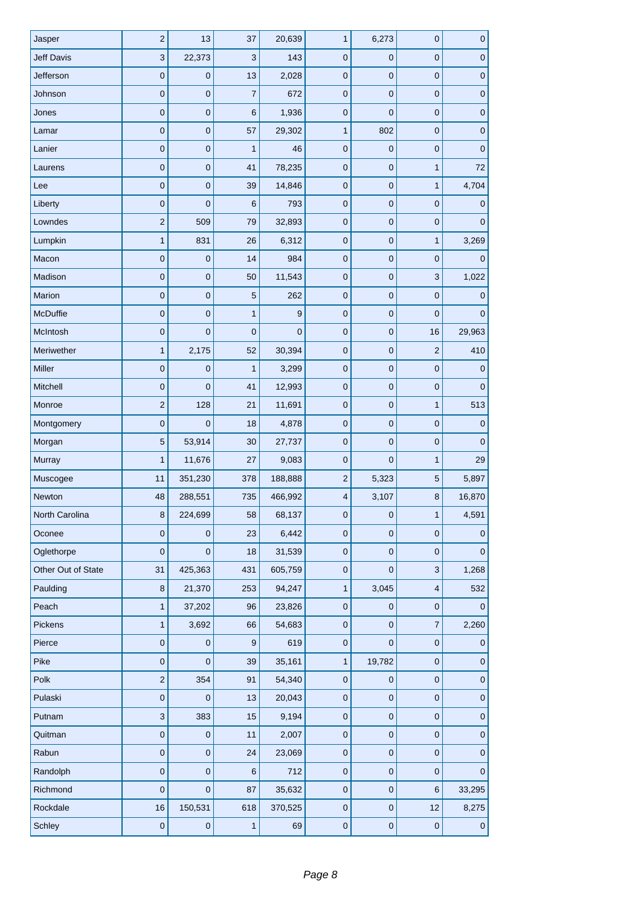| | | | | | | | | |
|---|---|---|---|---|---|---|---|---|
| Jasper | 2 | 13 | 37 | 20,639 | 1 | 6,273 | 0 | 0 |
| Jeff Davis | 3 | 22,373 | 3 | 143 | 0 | 0 | 0 | 0 |
| Jefferson | 0 | 0 | 13 | 2,028 | 0 | 0 | 0 | 0 |
| Johnson | 0 | 0 | 7 | 672 | 0 | 0 | 0 | 0 |
| Jones | 0 | 0 | 6 | 1,936 | 0 | 0 | 0 | 0 |
| Lamar | 0 | 0 | 57 | 29,302 | 1 | 802 | 0 | 0 |
| Lanier | 0 | 0 | 1 | 46 | 0 | 0 | 0 | 0 |
| Laurens | 0 | 0 | 41 | 78,235 | 0 | 0 | 1 | 72 |
| Lee | 0 | 0 | 39 | 14,846 | 0 | 0 | 1 | 4,704 |
| Liberty | 0 | 0 | 6 | 793 | 0 | 0 | 0 | 0 |
| Lowndes | 2 | 509 | 79 | 32,893 | 0 | 0 | 0 | 0 |
| Lumpkin | 1 | 831 | 26 | 6,312 | 0 | 0 | 1 | 3,269 |
| Macon | 0 | 0 | 14 | 984 | 0 | 0 | 0 | 0 |
| Madison | 0 | 0 | 50 | 11,543 | 0 | 0 | 3 | 1,022 |
| Marion | 0 | 0 | 5 | 262 | 0 | 0 | 0 | 0 |
| McDuffie | 0 | 0 | 1 | 9 | 0 | 0 | 0 | 0 |
| McIntosh | 0 | 0 | 0 | 0 | 0 | 0 | 16 | 29,963 |
| Meriwether | 1 | 2,175 | 52 | 30,394 | 0 | 0 | 2 | 410 |
| Miller | 0 | 0 | 1 | 3,299 | 0 | 0 | 0 | 0 |
| Mitchell | 0 | 0 | 41 | 12,993 | 0 | 0 | 0 | 0 |
| Monroe | 2 | 128 | 21 | 11,691 | 0 | 0 | 1 | 513 |
| Montgomery | 0 | 0 | 18 | 4,878 | 0 | 0 | 0 | 0 |
| Morgan | 5 | 53,914 | 30 | 27,737 | 0 | 0 | 0 | 0 |
| Murray | 1 | 11,676 | 27 | 9,083 | 0 | 0 | 1 | 29 |
| Muscogee | 11 | 351,230 | 378 | 188,888 | 2 | 5,323 | 5 | 5,897 |
| Newton | 48 | 288,551 | 735 | 466,992 | 4 | 3,107 | 8 | 16,870 |
| North Carolina | 8 | 224,699 | 58 | 68,137 | 0 | 0 | 1 | 4,591 |
| Oconee | 0 | 0 | 23 | 6,442 | 0 | 0 | 0 | 0 |
| Oglethorpe | 0 | 0 | 18 | 31,539 | 0 | 0 | 0 | 0 |
| Other Out of State | 31 | 425,363 | 431 | 605,759 | 0 | 0 | 3 | 1,268 |
| Paulding | 8 | 21,370 | 253 | 94,247 | 1 | 3,045 | 4 | 532 |
| Peach | 1 | 37,202 | 96 | 23,826 | 0 | 0 | 0 | 0 |
| Pickens | 1 | 3,692 | 66 | 54,683 | 0 | 0 | 7 | 2,260 |
| Pierce | 0 | 0 | 9 | 619 | 0 | 0 | 0 | 0 |
| Pike | 0 | 0 | 39 | 35,161 | 1 | 19,782 | 0 | 0 |
| Polk | 2 | 354 | 91 | 54,340 | 0 | 0 | 0 | 0 |
| Pulaski | 0 | 0 | 13 | 20,043 | 0 | 0 | 0 | 0 |
| Putnam | 3 | 383 | 15 | 9,194 | 0 | 0 | 0 | 0 |
| Quitman | 0 | 0 | 11 | 2,007 | 0 | 0 | 0 | 0 |
| Rabun | 0 | 0 | 24 | 23,069 | 0 | 0 | 0 | 0 |
| Randolph | 0 | 0 | 6 | 712 | 0 | 0 | 0 | 0 |
| Richmond | 0 | 0 | 87 | 35,632 | 0 | 0 | 6 | 33,295 |
| Rockdale | 16 | 150,531 | 618 | 370,525 | 0 | 0 | 12 | 8,275 |
| Schley | 0 | 0 | 1 | 69 | 0 | 0 | 0 | 0 |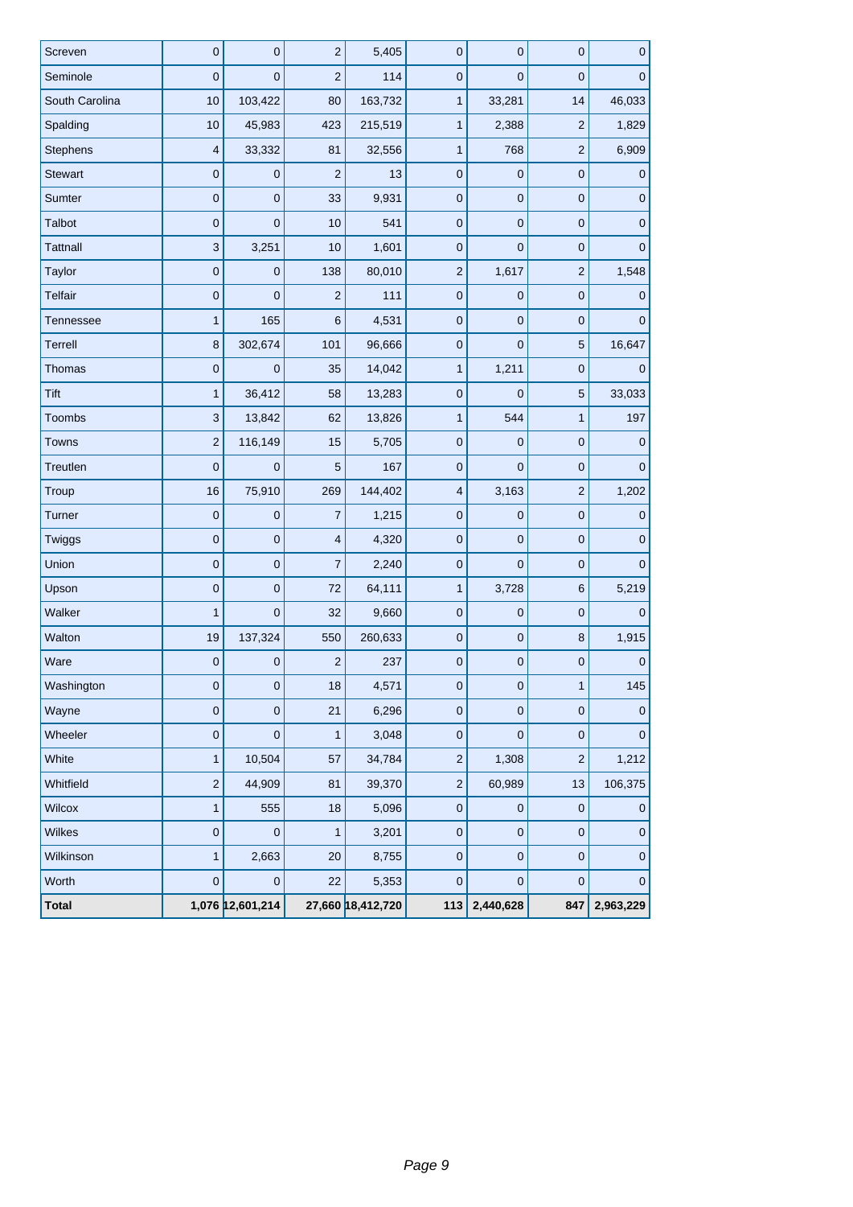| | | | | | | | | |
|---|---|---|---|---|---|---|---|---|
| Screven | 0 | 0 | 2 | 5,405 | 0 | 0 | 0 | 0 |
| Seminole | 0 | 0 | 2 | 114 | 0 | 0 | 0 | 0 |
| South Carolina | 10 | 103,422 | 80 | 163,732 | 1 | 33,281 | 14 | 46,033 |
| Spalding | 10 | 45,983 | 423 | 215,519 | 1 | 2,388 | 2 | 1,829 |
| Stephens | 4 | 33,332 | 81 | 32,556 | 1 | 768 | 2 | 6,909 |
| Stewart | 0 | 0 | 2 | 13 | 0 | 0 | 0 | 0 |
| Sumter | 0 | 0 | 33 | 9,931 | 0 | 0 | 0 | 0 |
| Talbot | 0 | 0 | 10 | 541 | 0 | 0 | 0 | 0 |
| Tattnall | 3 | 3,251 | 10 | 1,601 | 0 | 0 | 0 | 0 |
| Taylor | 0 | 0 | 138 | 80,010 | 2 | 1,617 | 2 | 1,548 |
| Telfair | 0 | 0 | 2 | 111 | 0 | 0 | 0 | 0 |
| Tennessee | 1 | 165 | 6 | 4,531 | 0 | 0 | 0 | 0 |
| Terrell | 8 | 302,674 | 101 | 96,666 | 0 | 0 | 5 | 16,647 |
| Thomas | 0 | 0 | 35 | 14,042 | 1 | 1,211 | 0 | 0 |
| Tift | 1 | 36,412 | 58 | 13,283 | 0 | 0 | 5 | 33,033 |
| Toombs | 3 | 13,842 | 62 | 13,826 | 1 | 544 | 1 | 197 |
| Towns | 2 | 116,149 | 15 | 5,705 | 0 | 0 | 0 | 0 |
| Treutlen | 0 | 0 | 5 | 167 | 0 | 0 | 0 | 0 |
| Troup | 16 | 75,910 | 269 | 144,402 | 4 | 3,163 | 2 | 1,202 |
| Turner | 0 | 0 | 7 | 1,215 | 0 | 0 | 0 | 0 |
| Twiggs | 0 | 0 | 4 | 4,320 | 0 | 0 | 0 | 0 |
| Union | 0 | 0 | 7 | 2,240 | 0 | 0 | 0 | 0 |
| Upson | 0 | 0 | 72 | 64,111 | 1 | 3,728 | 6 | 5,219 |
| Walker | 1 | 0 | 32 | 9,660 | 0 | 0 | 0 | 0 |
| Walton | 19 | 137,324 | 550 | 260,633 | 0 | 0 | 8 | 1,915 |
| Ware | 0 | 0 | 2 | 237 | 0 | 0 | 0 | 0 |
| Washington | 0 | 0 | 18 | 4,571 | 0 | 0 | 1 | 145 |
| Wayne | 0 | 0 | 21 | 6,296 | 0 | 0 | 0 | 0 |
| Wheeler | 0 | 0 | 1 | 3,048 | 0 | 0 | 0 | 0 |
| White | 1 | 10,504 | 57 | 34,784 | 2 | 1,308 | 2 | 1,212 |
| Whitfield | 2 | 44,909 | 81 | 39,370 | 2 | 60,989 | 13 | 106,375 |
| Wilcox | 1 | 555 | 18 | 5,096 | 0 | 0 | 0 | 0 |
| Wilkes | 0 | 0 | 1 | 3,201 | 0 | 0 | 0 | 0 |
| Wilkinson | 1 | 2,663 | 20 | 8,755 | 0 | 0 | 0 | 0 |
| Worth | 0 | 0 | 22 | 5,353 | 0 | 0 | 0 | 0 |
| **Total** | **1,076** | **12,601,214** | **27,660** | **18,412,720** | **113** | **2,440,628** | **847** | **2,963,229** |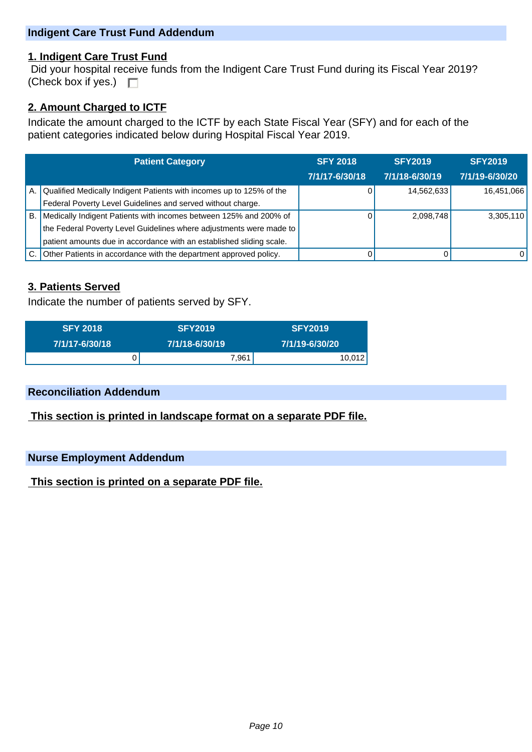## Indigent Care Trust Fund Addendum

### 1. Indigent Care Trust Fund

Did your hospital receive funds from the Indigent Care Trust Fund during its Fiscal Year 2019? (Check box if yes.) ☐

### 2. Amount Charged to ICTF

Indicate the amount charged to the ICTF by each State Fiscal Year (SFY) and for each of the patient categories indicated below during Hospital Fiscal Year 2019.

| | Patient Category | SFY 2018 7/1/17-6/30/18 | SFY2019 7/1/18-6/30/19 | SFY2019 7/1/19-6/30/20 |
|---|---|---|---|---|
| A. | Qualified Medically Indigent Patients with incomes up to 125% of the Federal Poverty Level Guidelines and served without charge. | 0 | 14,562,633 | 16,451,066 |
| B. | Medically Indigent Patients with incomes between 125% and 200% of the Federal Poverty Level Guidelines where adjustments were made to patient amounts due in accordance with an established sliding scale. | 0 | 2,098,748 | 3,305,110 |
| C. | Other Patients in accordance with the department approved policy. | 0 | 0 | 0 |

### 3. Patients Served

Indicate the number of patients served by SFY.

| SFY 2018 7/1/17-6/30/18 | SFY2019 7/1/18-6/30/19 | SFY2019 7/1/19-6/30/20 |
|---|---|---|
| 0 | 7,961 | 10,012 |

## Reconciliation Addendum

**This section is printed in landscape format on a separate PDF file.**

## Nurse Employment Addendum

**This section is printed on a separate PDF file.**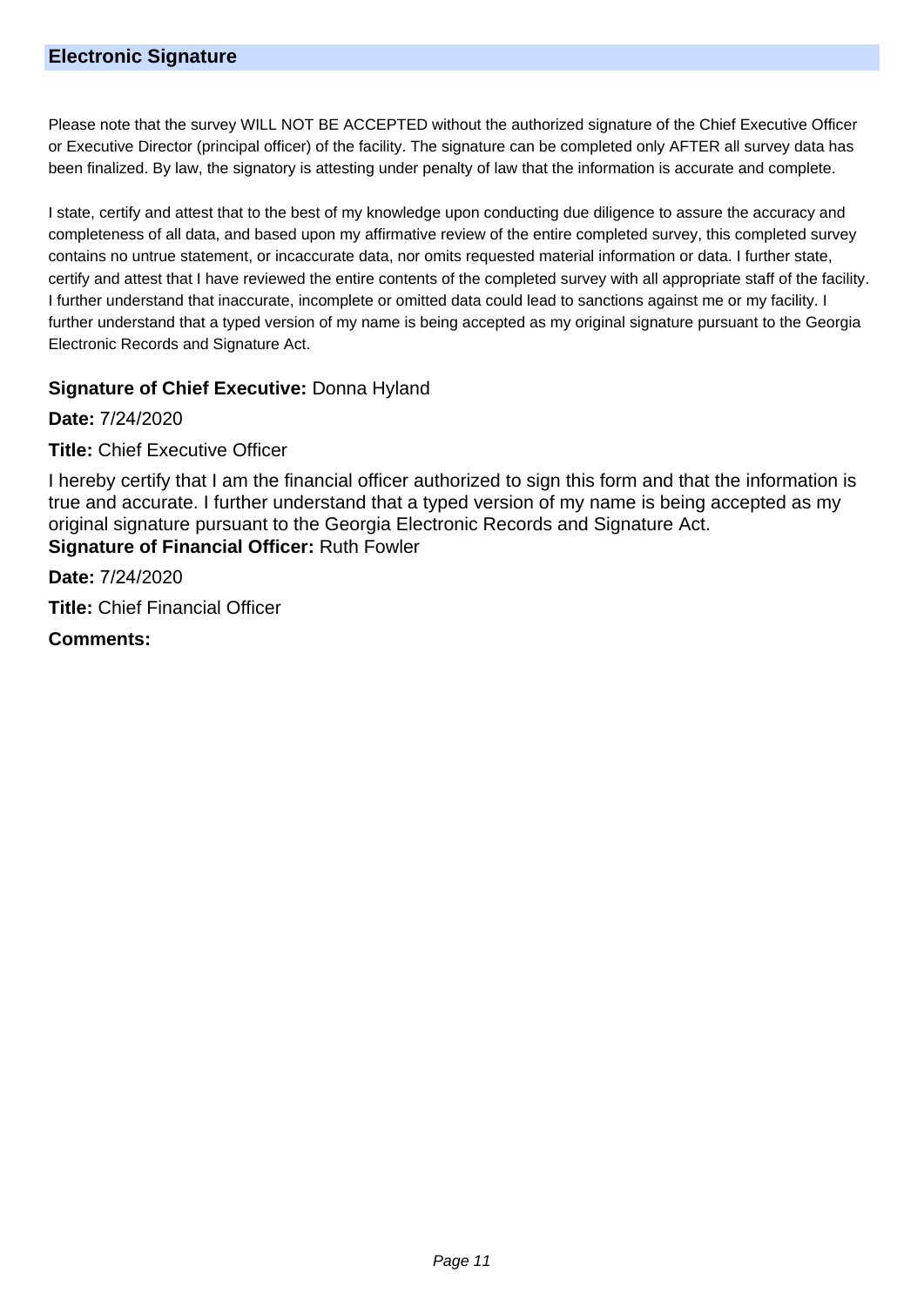## Electronic Signature

Please note that the survey WILL NOT BE ACCEPTED without the authorized signature of the Chief Executive Officer or Executive Director (principal officer) of the facility. The signature can be completed only AFTER all survey data has been finalized. By law, the signatory is attesting under penalty of law that the information is accurate and complete.

I state, certify and attest that to the best of my knowledge upon conducting due diligence to assure the accuracy and completeness of all data, and based upon my affirmative review of the entire completed survey, this completed survey contains no untrue statement, or incaccurate data, nor omits requested material information or data. I further state, certify and attest that I have reviewed the entire contents of the completed survey with all appropriate staff of the facility. I further understand that inaccurate, incomplete or omitted data could lead to sanctions against me or my facility. I further understand that a typed version of my name is being accepted as my original signature pursuant to the Georgia Electronic Records and Signature Act.

**Signature of Chief Executive:** Donna Hyland

**Date:** 7/24/2020

**Title:** Chief Executive Officer

I hereby certify that I am the financial officer authorized to sign this form and that the information is true and accurate. I further understand that a typed version of my name is being accepted as my original signature pursuant to the Georgia Electronic Records and Signature Act.

**Signature of Financial Officer:** Ruth Fowler

**Date:** 7/24/2020

**Title:** Chief Financial Officer

**Comments:**